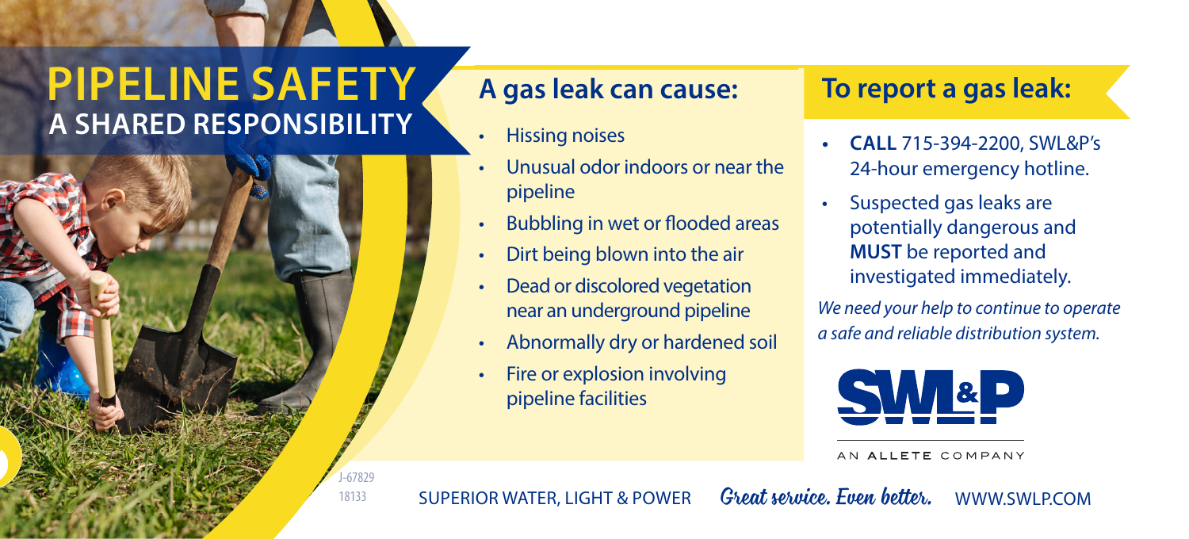# PIPELINE SAFETY

## A SHARED RESPONSIBILITY

## A gas leak can cause:

- Hissing noises
- Unusual odor indoors or near the pipeline
- Bubbling in wet or flooded areas
- Dirt being blown into the air
- Dead or discolored vegetation near an underground pipeline
- Abnormally dry or hardened soil
- Fire or explosion involving pipeline facilities

## To report a gas leak:

- **CALL** 715-394-2200, SWL&P's 24-hour emergency hotline.
- Suspected gas leaks are potentially dangerous and **MUST** be reported and investigated immediately.

*We need your help to continue to operate a safe and reliable distribution system.*

SWL&P

AN ALLETE COMPANY

J-67829
18133

SUPERIOR WATER, LIGHT & POWER *Great service. Even better.* WWW.SWLP.COM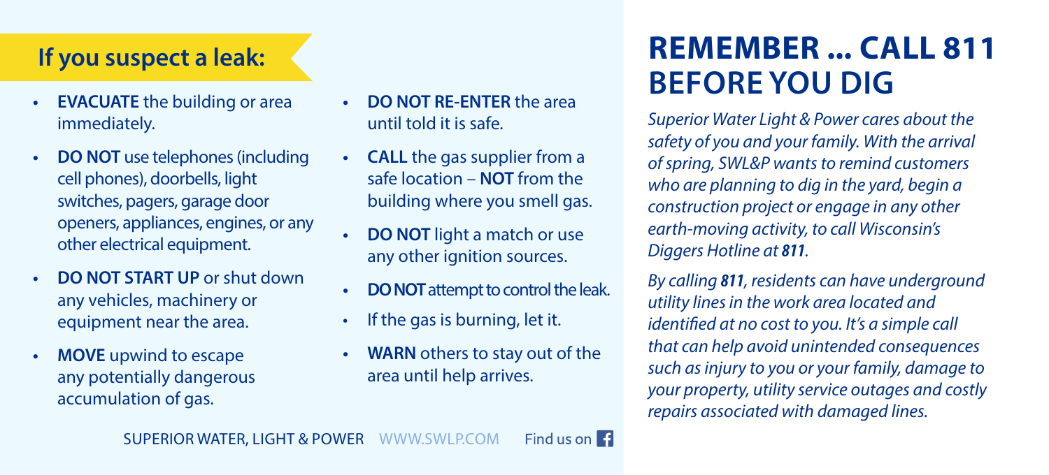## If you suspect a leak:

- **EVACUATE** the building or area immediately.
- **DO NOT** use telephones (including cell phones), doorbells, light switches, pagers, garage door openers, appliances, engines, or any other electrical equipment.
- **DO NOT START UP** or shut down any vehicles, machinery or equipment near the area.
- **MOVE** upwind to escape any potentially dangerous accumulation of gas.
- **DO NOT RE-ENTER** the area until told it is safe.
- **CALL** the gas supplier from a safe location – **NOT** from the building where you smell gas.
- **DO NOT** light a match or use any other ignition sources.
- **DO NOT** attempt to control the leak.
- If the gas is burning, let it.
- **WARN** others to stay out of the area until help arrives.

# REMEMBER ... CALL 811 BEFORE YOU DIG

*Superior Water Light & Power cares about the safety of you and your family. With the arrival of spring, SWL&P wants to remind customers who are planning to dig in the yard, begin a construction project or engage in any other earth-moving activity, to call Wisconsin's Diggers Hotline at **811**.*

*By calling **811**, residents can have underground utility lines in the work area located and identified at no cost to you. It's a simple call that can help avoid unintended consequences such as injury to you or your family, damage to your property, utility service outages and costly repairs associated with damaged lines.*

SUPERIOR WATER, LIGHT & POWER WWW.SWLP.COM Find us on